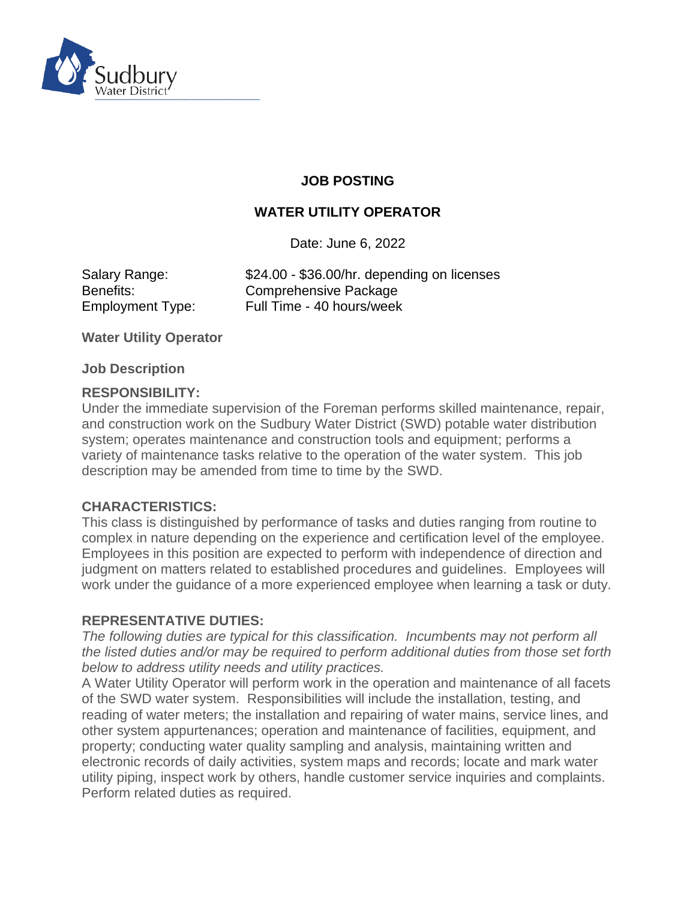Sudbury Water District

# JOB POSTING

## WATER UTILITY OPERATOR

Date: June 6, 2022

| | |
|---|---|
| Salary Range: | $24.00 - $36.00/hr. depending on licenses |
| Benefits: | Comprehensive Package |
| Employment Type: | Full Time - 40 hours/week |

**Water Utility Operator**

**Job Description**

### RESPONSIBILITY:

Under the immediate supervision of the Foreman performs skilled maintenance, repair, and construction work on the Sudbury Water District (SWD) potable water distribution system; operates maintenance and construction tools and equipment; performs a variety of maintenance tasks relative to the operation of the water system. This job description may be amended from time to time by the SWD.

### CHARACTERISTICS:

This class is distinguished by performance of tasks and duties ranging from routine to complex in nature depending on the experience and certification level of the employee. Employees in this position are expected to perform with independence of direction and judgment on matters related to established procedures and guidelines. Employees will work under the guidance of a more experienced employee when learning a task or duty.

### REPRESENTATIVE DUTIES:

*The following duties are typical for this classification. Incumbents may not perform all the listed duties and/or may be required to perform additional duties from those set forth below to address utility needs and utility practices.*

A Water Utility Operator will perform work in the operation and maintenance of all facets of the SWD water system. Responsibilities will include the installation, testing, and reading of water meters; the installation and repairing of water mains, service lines, and other system appurtenances; operation and maintenance of facilities, equipment, and property; conducting water quality sampling and analysis, maintaining written and electronic records of daily activities, system maps and records; locate and mark water utility piping, inspect work by others, handle customer service inquiries and complaints. Perform related duties as required.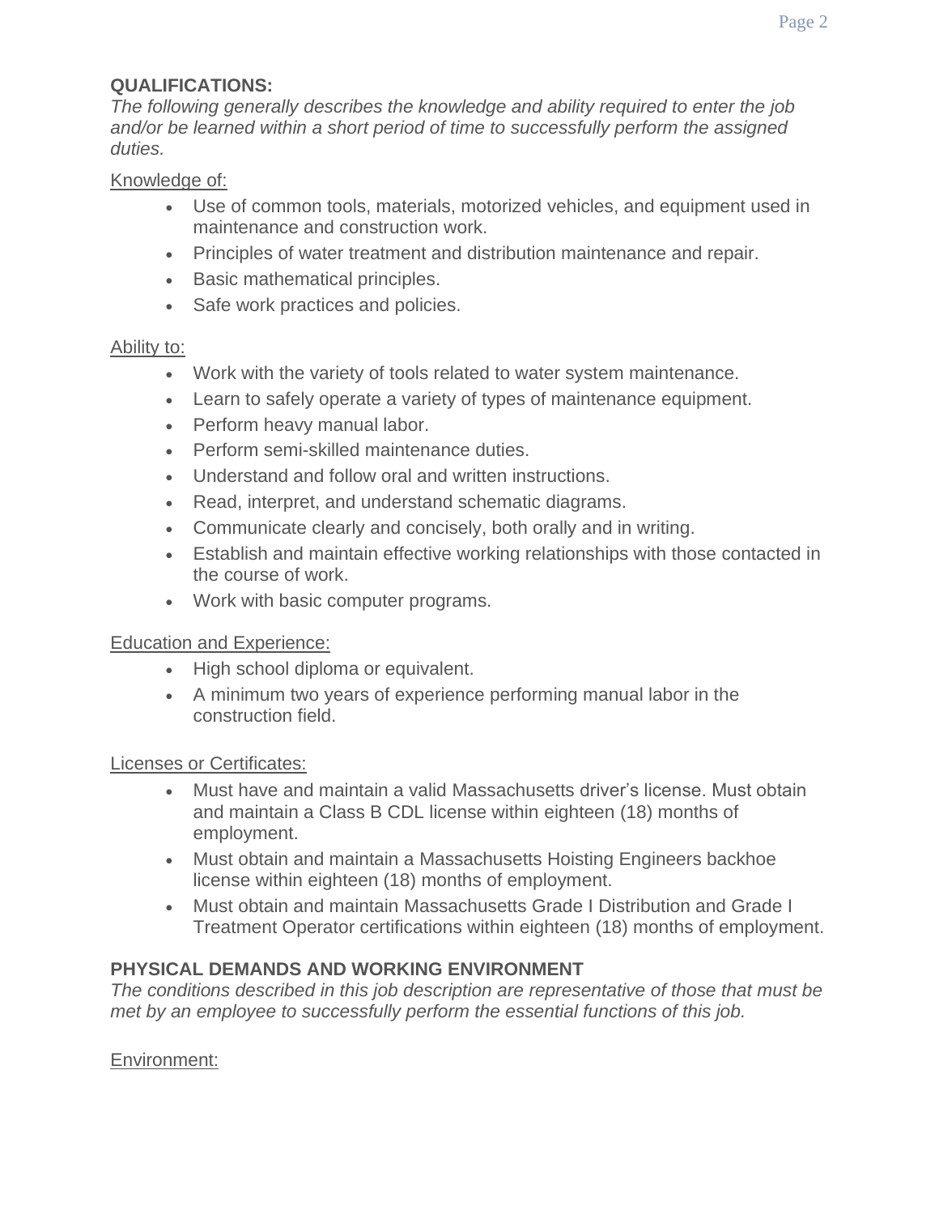**QUALIFICATIONS:**

*The following generally describes the knowledge and ability required to enter the job and/or be learned within a short period of time to successfully perform the assigned duties.*

Knowledge of:

- Use of common tools, materials, motorized vehicles, and equipment used in maintenance and construction work.
- Principles of water treatment and distribution maintenance and repair.
- Basic mathematical principles.
- Safe work practices and policies.

Ability to:

- Work with the variety of tools related to water system maintenance.
- Learn to safely operate a variety of types of maintenance equipment.
- Perform heavy manual labor.
- Perform semi-skilled maintenance duties.
- Understand and follow oral and written instructions.
- Read, interpret, and understand schematic diagrams.
- Communicate clearly and concisely, both orally and in writing.
- Establish and maintain effective working relationships with those contacted in the course of work.
- Work with basic computer programs.

Education and Experience:

- High school diploma or equivalent.
- A minimum two years of experience performing manual labor in the construction field.

Licenses or Certificates:

- Must have and maintain a valid Massachusetts driver's license. Must obtain and maintain a Class B CDL license within eighteen (18) months of employment.
- Must obtain and maintain a Massachusetts Hoisting Engineers backhoe license within eighteen (18) months of employment.
- Must obtain and maintain Massachusetts Grade I Distribution and Grade I Treatment Operator certifications within eighteen (18) months of employment.

**PHYSICAL DEMANDS AND WORKING ENVIRONMENT**

*The conditions described in this job description are representative of those that must be met by an employee to successfully perform the essential functions of this job.*

Environment: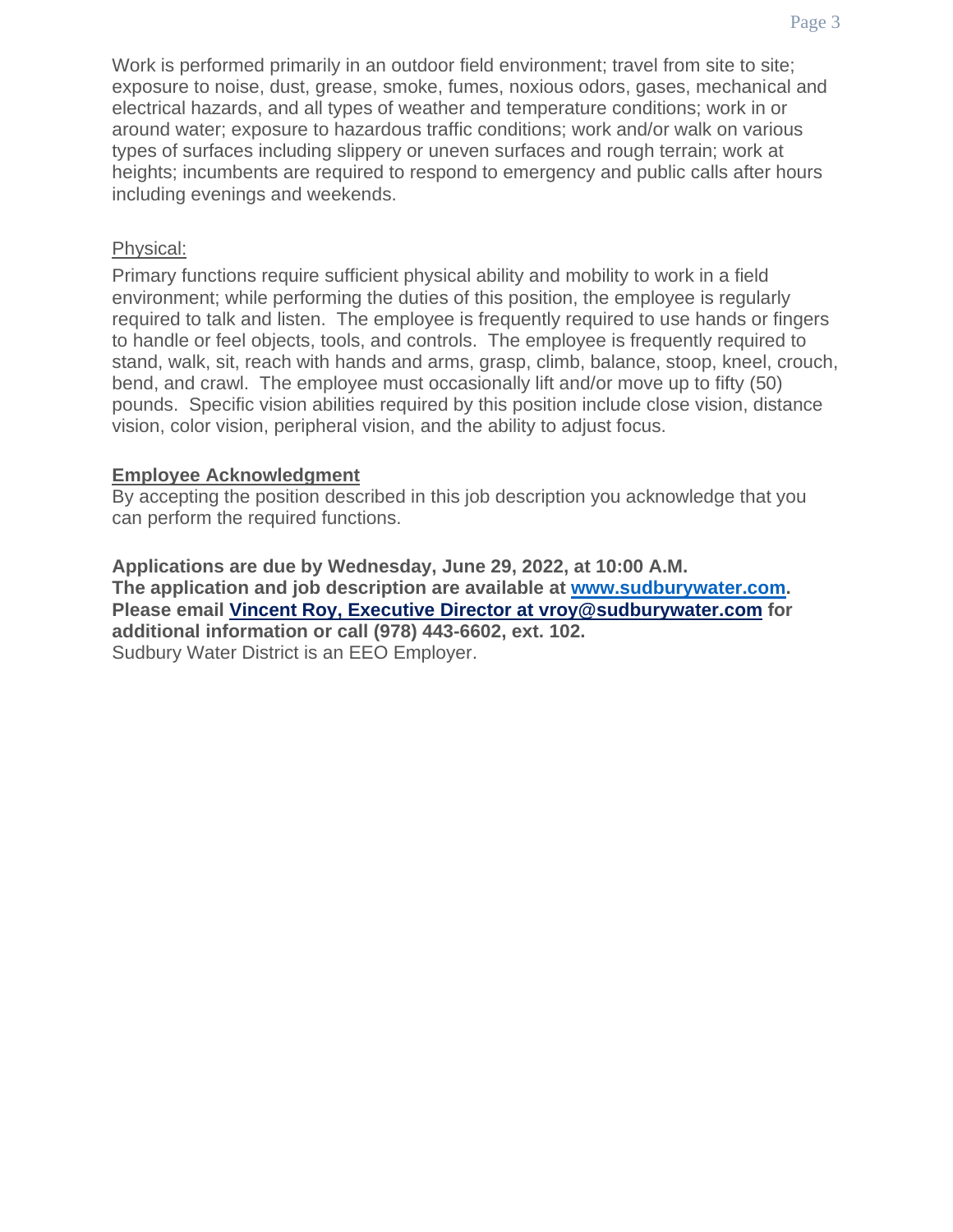Work is performed primarily in an outdoor field environment; travel from site to site; exposure to noise, dust, grease, smoke, fumes, noxious odors, gases, mechanical and electrical hazards, and all types of weather and temperature conditions; work in or around water; exposure to hazardous traffic conditions; work and/or walk on various types of surfaces including slippery or uneven surfaces and rough terrain; work at heights; incumbents are required to respond to emergency and public calls after hours including evenings and weekends.

Physical:

Primary functions require sufficient physical ability and mobility to work in a field environment; while performing the duties of this position, the employee is regularly required to talk and listen. The employee is frequently required to use hands or fingers to handle or feel objects, tools, and controls. The employee is frequently required to stand, walk, sit, reach with hands and arms, grasp, climb, balance, stoop, kneel, crouch, bend, and crawl. The employee must occasionally lift and/or move up to fifty (50) pounds. Specific vision abilities required by this position include close vision, distance vision, color vision, peripheral vision, and the ability to adjust focus.

**Employee Acknowledgment**

By accepting the position described in this job description you acknowledge that you can perform the required functions.

**Applications are due by Wednesday, June 29, 2022, at 10:00 A.M.**
**The application and job description are available at www.sudburywater.com.**
**Please email Vincent Roy, Executive Director at vroy@sudburywater.com for additional information or call (978) 443-6602, ext. 102.**
Sudbury Water District is an EEO Employer.